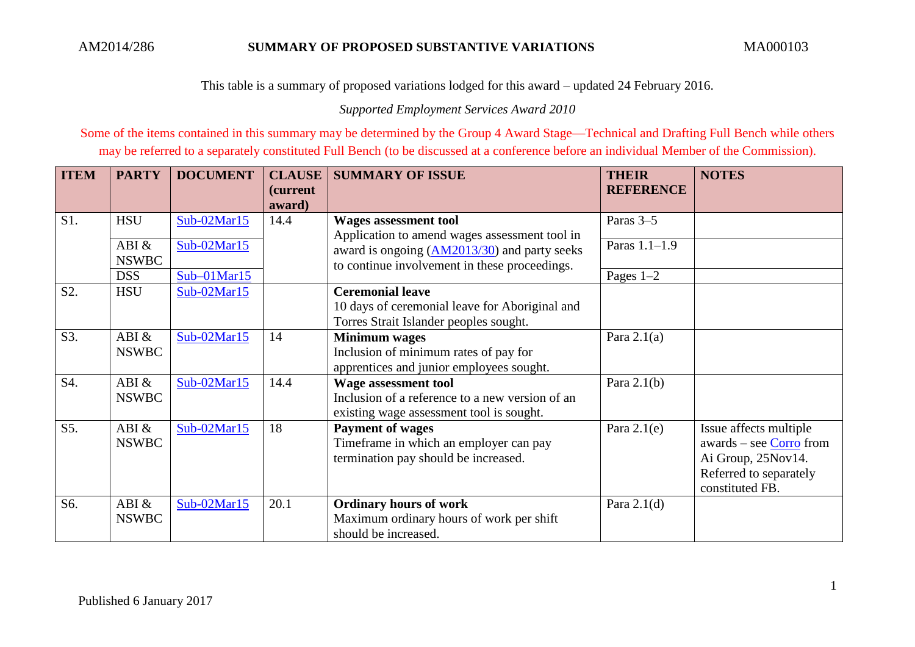AM2014/286 **SUMMARY OF PROPOSED SUBSTANTIVE VARIATIONS** MA000103

This table is a summary of proposed variations lodged for this award – updated 24 February 2016.

*Supported Employment Services Award 2010*

Some of the items contained in this summary may be determined by the Group 4 Award Stage—Technical and Drafting Full Bench while others may be referred to a separately constituted Full Bench (to be discussed at a conference before an individual Member of the Commission).

| ITEM | PARTY | DOCUMENT | CLAUSE (current award) | SUMMARY OF ISSUE | THEIR REFERENCE | NOTES |
|---|---|---|---|---|---|---|
| S1. | HSU | Sub-02Mar15 | 14.4 | **Wages assessment tool** Application to amend wages assessment tool in award is ongoing (AM2013/30) and party seeks to continue involvement in these proceedings. | Paras 3–5 | |
| | ABI & NSWBC | Sub-02Mar15 | | | Paras 1.1–1.9 | |
| | DSS | Sub–01Mar15 | | | Pages 1–2 | |
| S2. | HSU | Sub-02Mar15 | | **Ceremonial leave** 10 days of ceremonial leave for Aboriginal and Torres Strait Islander peoples sought. | | |
| S3. | ABI & NSWBC | Sub-02Mar15 | 14 | **Minimum wages** Inclusion of minimum rates of pay for apprentices and junior employees sought. | Para 2.1(a) | |
| S4. | ABI & NSWBC | Sub-02Mar15 | 14.4 | **Wage assessment tool** Inclusion of a reference to a new version of an existing wage assessment tool is sought. | Para 2.1(b) | |
| S5. | ABI & NSWBC | Sub-02Mar15 | 18 | **Payment of wages** Timeframe in which an employer can pay termination pay should be increased. | Para 2.1(e) | Issue affects multiple awards – see Corro from Ai Group, 25Nov14. Referred to separately constituted FB. |
| S6. | ABI & NSWBC | Sub-02Mar15 | 20.1 | **Ordinary hours of work** Maximum ordinary hours of work per shift should be increased. | Para 2.1(d) | |

Published 6 January 2017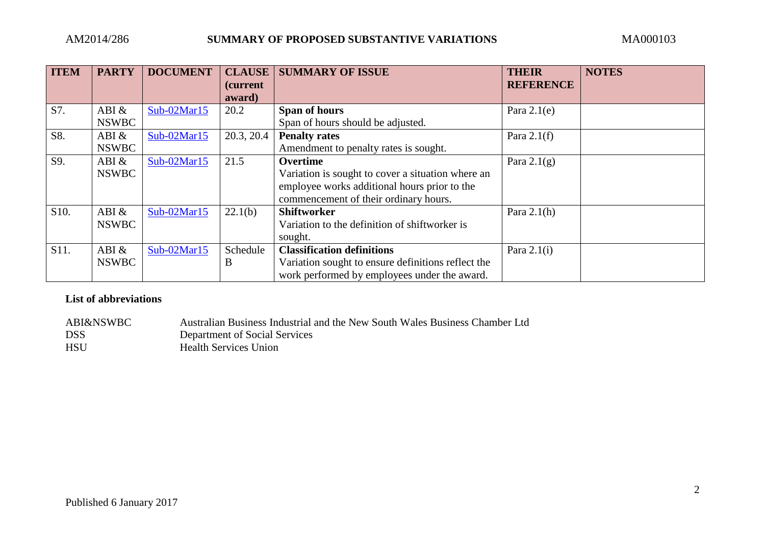| ITEM | PARTY | DOCUMENT | CLAUSE (current award) | SUMMARY OF ISSUE | THEIR REFERENCE | NOTES |
|---|---|---|---|---|---|---|
| S7. | ABI & NSWBC | Sub-02Mar15 | 20.2 | **Span of hours** Span of hours should be adjusted. | Para 2.1(e) | |
| S8. | ABI & NSWBC | Sub-02Mar15 | 20.3, 20.4 | **Penalty rates** Amendment to penalty rates is sought. | Para 2.1(f) | |
| S9. | ABI & NSWBC | Sub-02Mar15 | 21.5 | **Overtime** Variation is sought to cover a situation where an employee works additional hours prior to the commencement of their ordinary hours. | Para 2.1(g) | |
| S10. | ABI & NSWBC | Sub-02Mar15 | 22.1(b) | **Shiftworker** Variation to the definition of shiftworker is sought. | Para 2.1(h) | |
| S11. | ABI & NSWBC | Sub-02Mar15 | Schedule B | **Classification definitions** Variation sought to ensure definitions reflect the work performed by employees under the award. | Para 2.1(i) | |

**List of abbreviations**

| | |
|---|---|
| ABI&NSWBC | Australian Business Industrial and the New South Wales Business Chamber Ltd |
| DSS | Department of Social Services |
| HSU | Health Services Union |

Published 6 January 2017